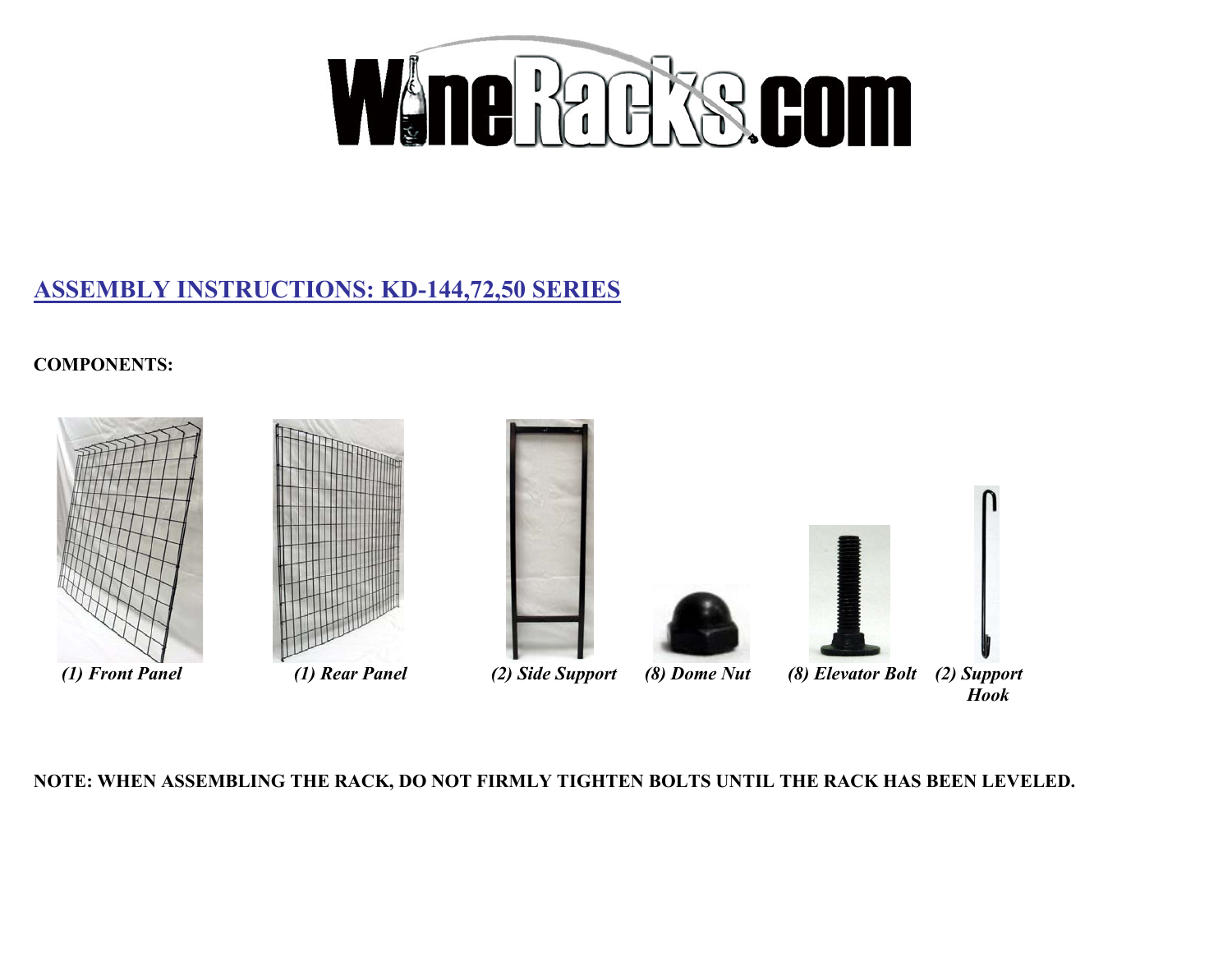# WineRacks.com

## ASSEMBLY INSTRUCTIONS: KD-144,72,50 SERIES

**COMPONENTS:**

*(1) Front Panel*

*(1) Rear Panel*

*(2) Side Support*

*(8) Dome Nut*

*(8) Elevator Bolt*

*(2) Support Hook*

**NOTE: WHEN ASSEMBLING THE RACK, DO NOT FIRMLY TIGHTEN BOLTS UNTIL THE RACK HAS BEEN LEVELED.**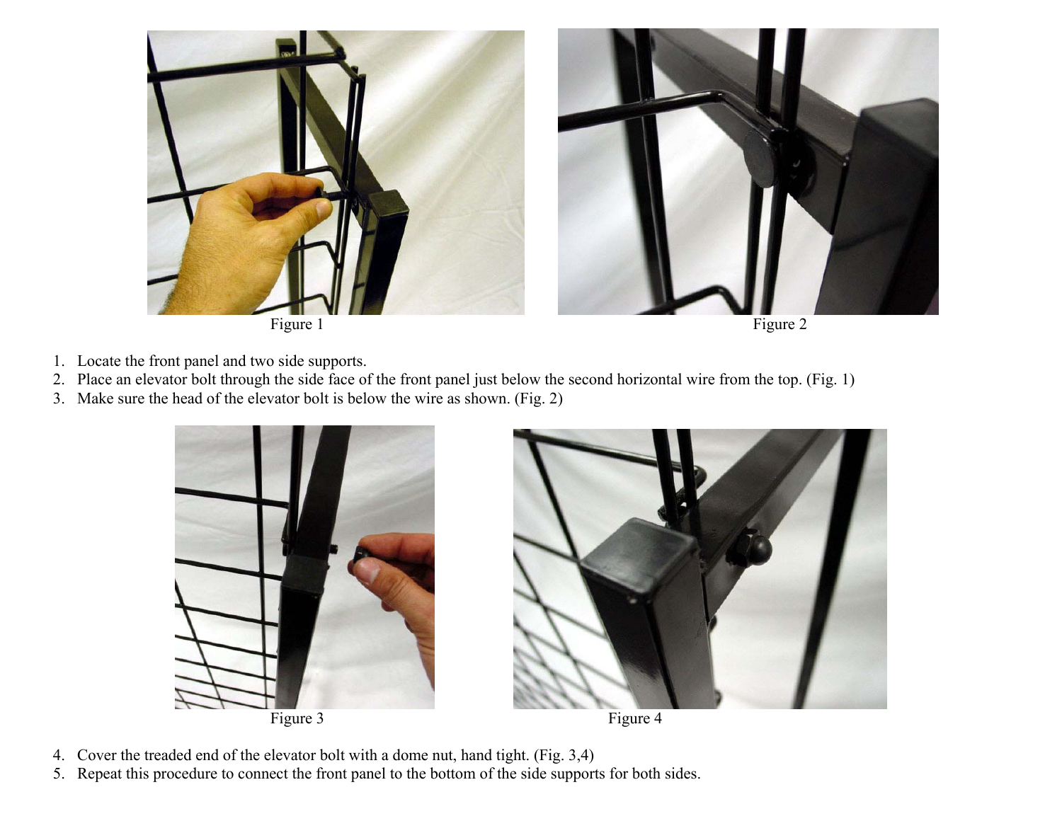Figure 1

Figure 2

1. Locate the front panel and two side supports.
2. Place an elevator bolt through the side face of the front panel just below the second horizontal wire from the top. (Fig. 1)
3. Make sure the head of the elevator bolt is below the wire as shown. (Fig. 2)

Figure 3

Figure 4

4. Cover the treaded end of the elevator bolt with a dome nut, hand tight. (Fig. 3,4)
5. Repeat this procedure to connect the front panel to the bottom of the side supports for both sides.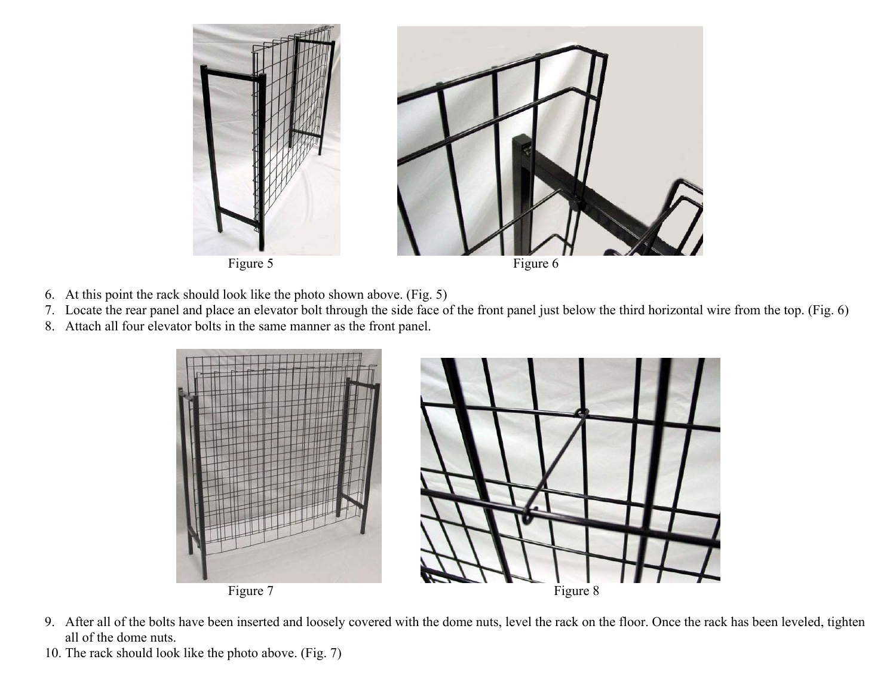Figure 5

Figure 6

6. At this point the rack should look like the photo shown above. (Fig. 5)
7. Locate the rear panel and place an elevator bolt through the side face of the front panel just below the third horizontal wire from the top. (Fig. 6)
8. Attach all four elevator bolts in the same manner as the front panel.

Figure 7

Figure 8

9. After all of the bolts have been inserted and loosely covered with the dome nuts, level the rack on the floor. Once the rack has been leveled, tighten all of the dome nuts.
10. The rack should look like the photo above. (Fig. 7)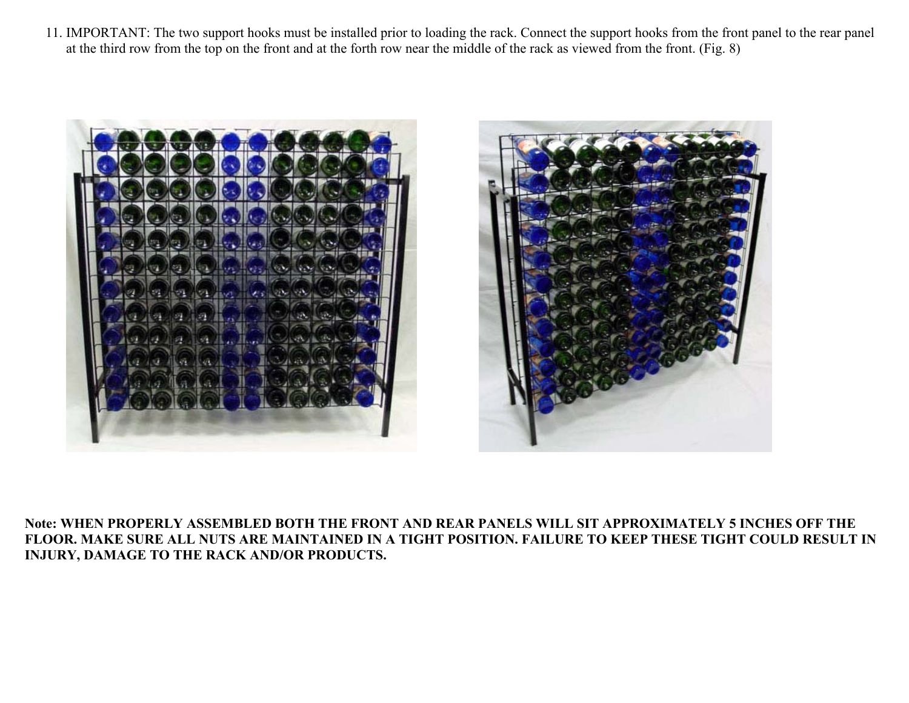11. IMPORTANT: The two support hooks must be installed prior to loading the rack. Connect the support hooks from the front panel to the rear panel at the third row from the top on the front and at the forth row near the middle of the rack as viewed from the front. (Fig. 8)

**Note: WHEN PROPERLY ASSEMBLED BOTH THE FRONT AND REAR PANELS WILL SIT APPROXIMATELY 5 INCHES OFF THE FLOOR. MAKE SURE ALL NUTS ARE MAINTAINED IN A TIGHT POSITION. FAILURE TO KEEP THESE TIGHT COULD RESULT IN INJURY, DAMAGE TO THE RACK AND/OR PRODUCTS.**